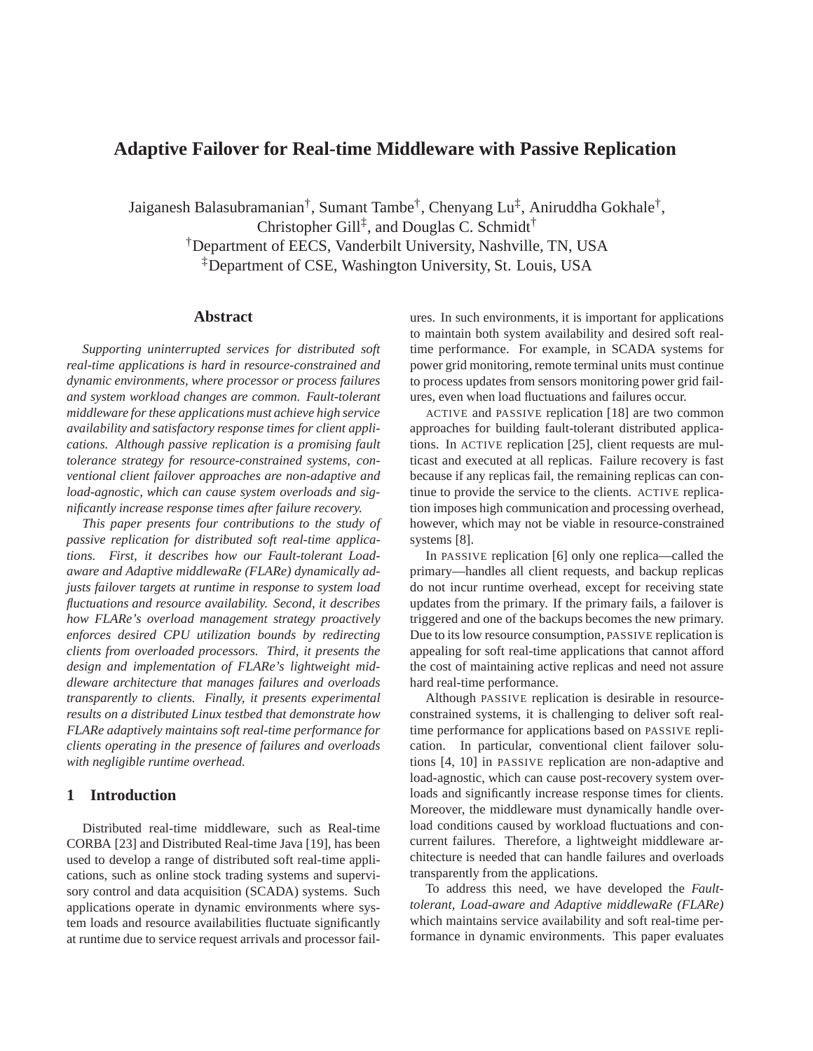# Adaptive Failover for Real-time Middleware with Passive Replication

Jaiganesh Balasubramanian†, Sumant Tambe†, Chenyang Lu‡, Aniruddha Gokhale†,
Christopher Gill‡, and Douglas C. Schmidt†

†Department of EECS, Vanderbilt University, Nashville, TN, USA

‡Department of CSE, Washington University, St. Louis, USA

## Abstract

*Supporting uninterrupted services for distributed soft real-time applications is hard in resource-constrained and dynamic environments, where processor or process failures and system workload changes are common. Fault-tolerant middleware for these applications must achieve high service availability and satisfactory response times for client applications. Although passive replication is a promising fault tolerance strategy for resource-constrained systems, conventional client failover approaches are non-adaptive and load-agnostic, which can cause system overloads and significantly increase response times after failure recovery.*

*This paper presents four contributions to the study of passive replication for distributed soft real-time applications. First, it describes how our Fault-tolerant Load-aware and Adaptive middlewaRe (FLARe) dynamically adjusts failover targets at runtime in response to system load fluctuations and resource availability. Second, it describes how FLARe's overload management strategy proactively enforces desired CPU utilization bounds by redirecting clients from overloaded processors. Third, it presents the design and implementation of FLARe's lightweight middleware architecture that manages failures and overloads transparently to clients. Finally, it presents experimental results on a distributed Linux testbed that demonstrate how FLARe adaptively maintains soft real-time performance for clients operating in the presence of failures and overloads with negligible runtime overhead.*

## 1 Introduction

Distributed real-time middleware, such as Real-time CORBA [23] and Distributed Real-time Java [19], has been used to develop a range of distributed soft real-time applications, such as online stock trading systems and supervisory control and data acquisition (SCADA) systems. Such applications operate in dynamic environments where system loads and resource availabilities fluctuate significantly at runtime due to service request arrivals and processor failures. In such environments, it is important for applications to maintain both system availability and desired soft real-time performance. For example, in SCADA systems for power grid monitoring, remote terminal units must continue to process updates from sensors monitoring power grid failures, even when load fluctuations and failures occur.

ACTIVE and PASSIVE replication [18] are two common approaches for building fault-tolerant distributed applications. In ACTIVE replication [25], client requests are multicast and executed at all replicas. Failure recovery is fast because if any replicas fail, the remaining replicas can continue to provide the service to the clients. ACTIVE replication imposes high communication and processing overhead, however, which may not be viable in resource-constrained systems [8].

In PASSIVE replication [6] only one replica—called the primary—handles all client requests, and backup replicas do not incur runtime overhead, except for receiving state updates from the primary. If the primary fails, a failover is triggered and one of the backups becomes the new primary. Due to its low resource consumption, PASSIVE replication is appealing for soft real-time applications that cannot afford the cost of maintaining active replicas and need not assure hard real-time performance.

Although PASSIVE replication is desirable in resource-constrained systems, it is challenging to deliver soft real-time performance for applications based on PASSIVE replication. In particular, conventional client failover solutions [4, 10] in PASSIVE replication are non-adaptive and load-agnostic, which can cause post-recovery system overloads and significantly increase response times for clients. Moreover, the middleware must dynamically handle overload conditions caused by workload fluctuations and concurrent failures. Therefore, a lightweight middleware architecture is needed that can handle failures and overloads transparently from the applications.

To address this need, we have developed the *Fault-tolerant, Load-aware and Adaptive middlewaRe (FLARe)* which maintains service availability and soft real-time performance in dynamic environments. This paper evaluates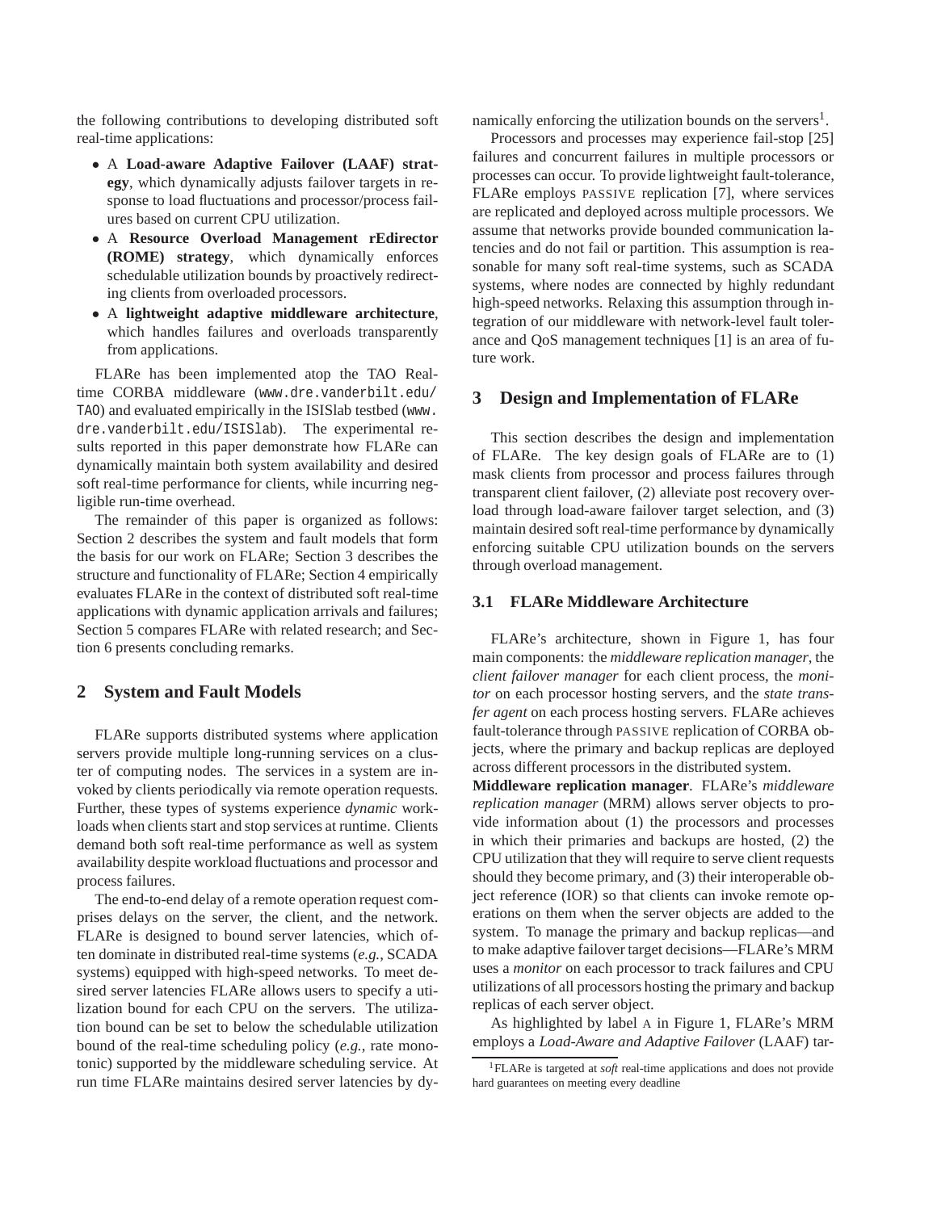the following contributions to developing distributed soft real-time applications:

- A **Load-aware Adaptive Failover (LAAF) strategy**, which dynamically adjusts failover targets in response to load fluctuations and processor/process failures based on current CPU utilization.
- A **Resource Overload Management rEdirector (ROME) strategy**, which dynamically enforces schedulable utilization bounds by proactively redirecting clients from overloaded processors.
- A **lightweight adaptive middleware architecture**, which handles failures and overloads transparently from applications.

FLARe has been implemented atop the TAO Real-time CORBA middleware (`www.dre.vanderbilt.edu/TAO`) and evaluated empirically in the ISISlab testbed (`www.dre.vanderbilt.edu/ISISlab`). The experimental results reported in this paper demonstrate how FLARe can dynamically maintain both system availability and desired soft real-time performance for clients, while incurring negligible run-time overhead.

The remainder of this paper is organized as follows: Section 2 describes the system and fault models that form the basis for our work on FLARe; Section 3 describes the structure and functionality of FLARe; Section 4 empirically evaluates FLARe in the context of distributed soft real-time applications with dynamic application arrivals and failures; Section 5 compares FLARe with related research; and Section 6 presents concluding remarks.

## 2 System and Fault Models

FLARe supports distributed systems where application servers provide multiple long-running services on a cluster of computing nodes. The services in a system are invoked by clients periodically via remote operation requests. Further, these types of systems experience *dynamic* workloads when clients start and stop services at runtime. Clients demand both soft real-time performance as well as system availability despite workload fluctuations and processor and process failures.

The end-to-end delay of a remote operation request comprises delays on the server, the client, and the network. FLARe is designed to bound server latencies, which often dominate in distributed real-time systems (*e.g.*, SCADA systems) equipped with high-speed networks. To meet desired server latencies FLARe allows users to specify a utilization bound for each CPU on the servers. The utilization bound can be set to below the schedulable utilization bound of the real-time scheduling policy (*e.g.*, rate monotonic) supported by the middleware scheduling service. At run time FLARe maintains desired server latencies by dynamically enforcing the utilization bounds on the servers[1].

Processors and processes may experience fail-stop [25] failures and concurrent failures in multiple processors or processes can occur. To provide lightweight fault-tolerance, FLARe employs PASSIVE replication [7], where services are replicated and deployed across multiple processors. We assume that networks provide bounded communication latencies and do not fail or partition. This assumption is reasonable for many soft real-time systems, such as SCADA systems, where nodes are connected by highly redundant high-speed networks. Relaxing this assumption through integration of our middleware with network-level fault tolerance and QoS management techniques [1] is an area of future work.

## 3 Design and Implementation of FLARe

This section describes the design and implementation of FLARe. The key design goals of FLARe are to (1) mask clients from processor and process failures through transparent client failover, (2) alleviate post recovery overload through load-aware failover target selection, and (3) maintain desired soft real-time performance by dynamically enforcing suitable CPU utilization bounds on the servers through overload management.

### 3.1 FLARe Middleware Architecture

FLARe's architecture, shown in Figure 1, has four main components: the *middleware replication manager*, the *client failover manager* for each client process, the *monitor* on each processor hosting servers, and the *state transfer agent* on each process hosting servers. FLARe achieves fault-tolerance through PASSIVE replication of CORBA objects, where the primary and backup replicas are deployed across different processors in the distributed system.

**Middleware replication manager**. FLARe's *middleware replication manager* (MRM) allows server objects to provide information about (1) the processors and processes in which their primaries and backups are hosted, (2) the CPU utilization that they will require to serve client requests should they become primary, and (3) their interoperable object reference (IOR) so that clients can invoke remote operations on them when the server objects are added to the system. To manage the primary and backup replicas—and to make adaptive failover target decisions—FLARe's MRM uses a *monitor* on each processor to track failures and CPU utilizations of all processors hosting the primary and backup replicas of each server object.

As highlighted by label A in Figure 1, FLARe's MRM employs a *Load-Aware and Adaptive Failover* (LAAF) tar-

[1] FLARe is targeted at *soft* real-time applications and does not provide hard guarantees on meeting every deadline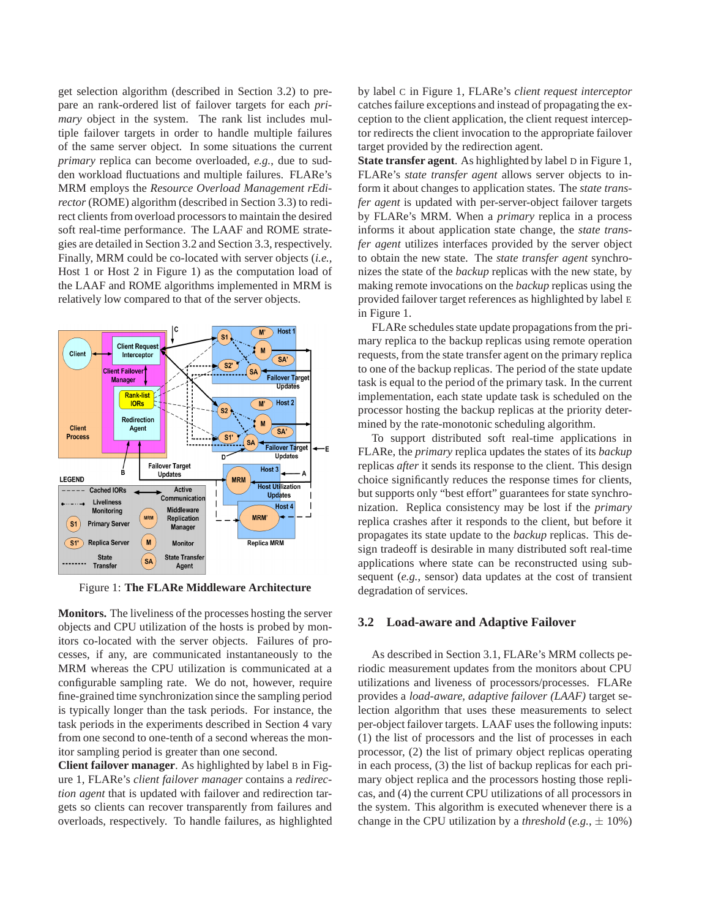get selection algorithm (described in Section 3.2) to prepare an rank-ordered list of failover targets for each *primary* object in the system. The rank list includes multiple failover targets in order to handle multiple failures of the same server object. In some situations the current *primary* replica can become overloaded, *e.g.*, due to sudden workload fluctuations and multiple failures. FLARe's MRM employs the *Resource Overload Management rEdirector* (ROME) algorithm (described in Section 3.3) to redirect clients from overload processors to maintain the desired soft real-time performance. The LAAF and ROME strategies are detailed in Section 3.2 and Section 3.3, respectively. Finally, MRM could be co-located with server objects (*i.e.*, Host 1 or Host 2 in Figure 1) as the computation load of the LAAF and ROME algorithms implemented in MRM is relatively low compared to that of the server objects.

Figure 1: **The FLARe Middleware Architecture**

**Monitors.** The liveliness of the processes hosting the server objects and CPU utilization of the hosts is probed by monitors co-located with the server objects. Failures of processes, if any, are communicated instantaneously to the MRM whereas the CPU utilization is communicated at a configurable sampling rate. We do not, however, require fine-grained time synchronization since the sampling period is typically longer than the task periods. For instance, the task periods in the experiments described in Section 4 vary from one second to one-tenth of a second whereas the monitor sampling period is greater than one second.

**Client failover manager**. As highlighted by label B in Figure 1, FLARe's *client failover manager* contains a *redirection agent* that is updated with failover and redirection targets so clients can recover transparently from failures and overloads, respectively. To handle failures, as highlighted by label C in Figure 1, FLARe's *client request interceptor* catches failure exceptions and instead of propagating the exception to the client application, the client request interceptor redirects the client invocation to the appropriate failover target provided by the redirection agent.

**State transfer agent**. As highlighted by label D in Figure 1, FLARe's *state transfer agent* allows server objects to inform it about changes to application states. The *state transfer agent* is updated with per-server-object failover targets by FLARe's MRM. When a *primary* replica in a process informs it about application state change, the *state transfer agent* utilizes interfaces provided by the server object to obtain the new state. The *state transfer agent* synchronizes the state of the *backup* replicas with the new state, by making remote invocations on the *backup* replicas using the provided failover target references as highlighted by label E in Figure 1.

FLARe schedules state update propagations from the primary replica to the backup replicas using remote operation requests, from the state transfer agent on the primary replica to one of the backup replicas. The period of the state update task is equal to the period of the primary task. In the current implementation, each state update task is scheduled on the processor hosting the backup replicas at the priority determined by the rate-monotonic scheduling algorithm.

To support distributed soft real-time applications in FLARe, the *primary* replica updates the states of its *backup* replicas *after* it sends its response to the client. This design choice significantly reduces the response times for clients, but supports only "best effort" guarantees for state synchronization. Replica consistency may be lost if the *primary* replica crashes after it responds to the client, but before it propagates its state update to the *backup* replicas. This design tradeoff is desirable in many distributed soft real-time applications where state can be reconstructed using subsequent (*e.g.*, sensor) data updates at the cost of transient degradation of services.

## 3.2 Load-aware and Adaptive Failover

As described in Section 3.1, FLARe's MRM collects periodic measurement updates from the monitors about CPU utilizations and liveness of processors/processes. FLARe provides a *load-aware, adaptive failover (LAAF)* target selection algorithm that uses these measurements to select per-object failover targets. LAAF uses the following inputs: (1) the list of processors and the list of processes in each processor, (2) the list of primary object replicas operating in each process, (3) the list of backup replicas for each primary object replica and the processors hosting those replicas, and (4) the current CPU utilizations of all processors in the system. This algorithm is executed whenever there is a change in the CPU utilization by a *threshold* (*e.g.*, $\pm$ 10%)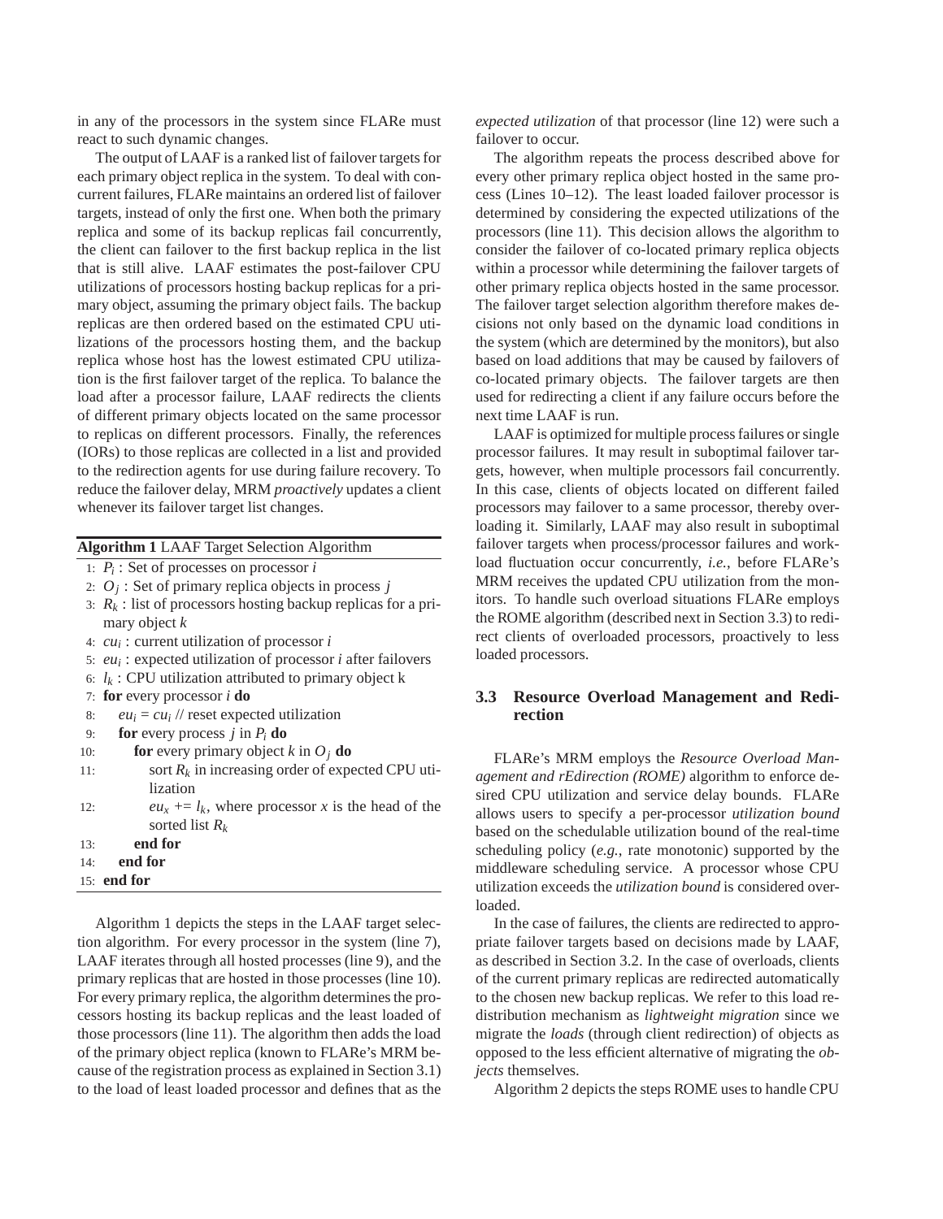in any of the processors in the system since FLARe must react to such dynamic changes.

The output of LAAF is a ranked list of failover targets for each primary object replica in the system. To deal with concurrent failures, FLARe maintains an ordered list of failover targets, instead of only the first one. When both the primary replica and some of its backup replicas fail concurrently, the client can failover to the first backup replica in the list that is still alive. LAAF estimates the post-failover CPU utilizations of processors hosting backup replicas for a primary object, assuming the primary object fails. The backup replicas are then ordered based on the estimated CPU utilizations of the processors hosting them, and the backup replica whose host has the lowest estimated CPU utilization is the first failover target of the replica. To balance the load after a processor failure, LAAF redirects the clients of different primary objects located on the same processor to replicas on different processors. Finally, the references (IORs) to those replicas are collected in a list and provided to the redirection agents for use during failure recovery. To reduce the failover delay, MRM *proactively* updates a client whenever its failover target list changes.

**Algorithm 1** LAAF Target Selection Algorithm

```
 1: P_i : Set of processes on processor i
 2: O_j : Set of primary replica objects in process j
 3: R_k : list of processors hosting backup replicas for a primary object k
 4: cu_i : current utilization of processor i
 5: eu_i : expected utilization of processor i after failovers
 6: l_k : CPU utilization attributed to primary object k
 7: for every processor i do
 8:   eu_i = cu_i // reset expected utilization
 9:   for every process j in P_i do
10:     for every primary object k in O_j do
11:       sort R_k in increasing order of expected CPU utilization
12:       eu_x += l_k, where processor x is the head of the sorted list R_k
13:     end for
14:   end for
15: end for
```

Algorithm 1 depicts the steps in the LAAF target selection algorithm. For every processor in the system (line 7), LAAF iterates through all hosted processes (line 9), and the primary replicas that are hosted in those processes (line 10). For every primary replica, the algorithm determines the processors hosting its backup replicas and the least loaded of those processors (line 11). The algorithm then adds the load of the primary object replica (known to FLARe's MRM because of the registration process as explained in Section 3.1) to the load of least loaded processor and defines that as the *expected utilization* of that processor (line 12) were such a failover to occur.

The algorithm repeats the process described above for every other primary replica object hosted in the same process (Lines 10–12). The least loaded failover processor is determined by considering the expected utilizations of the processors (line 11). This decision allows the algorithm to consider the failover of co-located primary replica objects within a processor while determining the failover targets of other primary replica objects hosted in the same processor. The failover target selection algorithm therefore makes decisions not only based on the dynamic load conditions in the system (which are determined by the monitors), but also based on load additions that may be caused by failovers of co-located primary objects. The failover targets are then used for redirecting a client if any failure occurs before the next time LAAF is run.

LAAF is optimized for multiple process failures or single processor failures. It may result in suboptimal failover targets, however, when multiple processors fail concurrently. In this case, clients of objects located on different failed processors may failover to a same processor, thereby overloading it. Similarly, LAAF may also result in suboptimal failover targets when process/processor failures and workload fluctuation occur concurrently, *i.e.*, before FLARe's MRM receives the updated CPU utilization from the monitors. To handle such overload situations FLARe employs the ROME algorithm (described next in Section 3.3) to redirect clients of overloaded processors, proactively to less loaded processors.

### 3.3 Resource Overload Management and Redirection

FLARe's MRM employs the *Resource Overload Management and rEdirection (ROME)* algorithm to enforce desired CPU utilization and service delay bounds. FLARe allows users to specify a per-processor *utilization bound* based on the schedulable utilization bound of the real-time scheduling policy (*e.g.*, rate monotonic) supported by the middleware scheduling service. A processor whose CPU utilization exceeds the *utilization bound* is considered overloaded.

In the case of failures, the clients are redirected to appropriate failover targets based on decisions made by LAAF, as described in Section 3.2. In the case of overloads, clients of the current primary replicas are redirected automatically to the chosen new backup replicas. We refer to this load redistribution mechanism as *lightweight migration* since we migrate the *loads* (through client redirection) of objects as opposed to the less efficient alternative of migrating the *objects* themselves.

Algorithm 2 depicts the steps ROME uses to handle CPU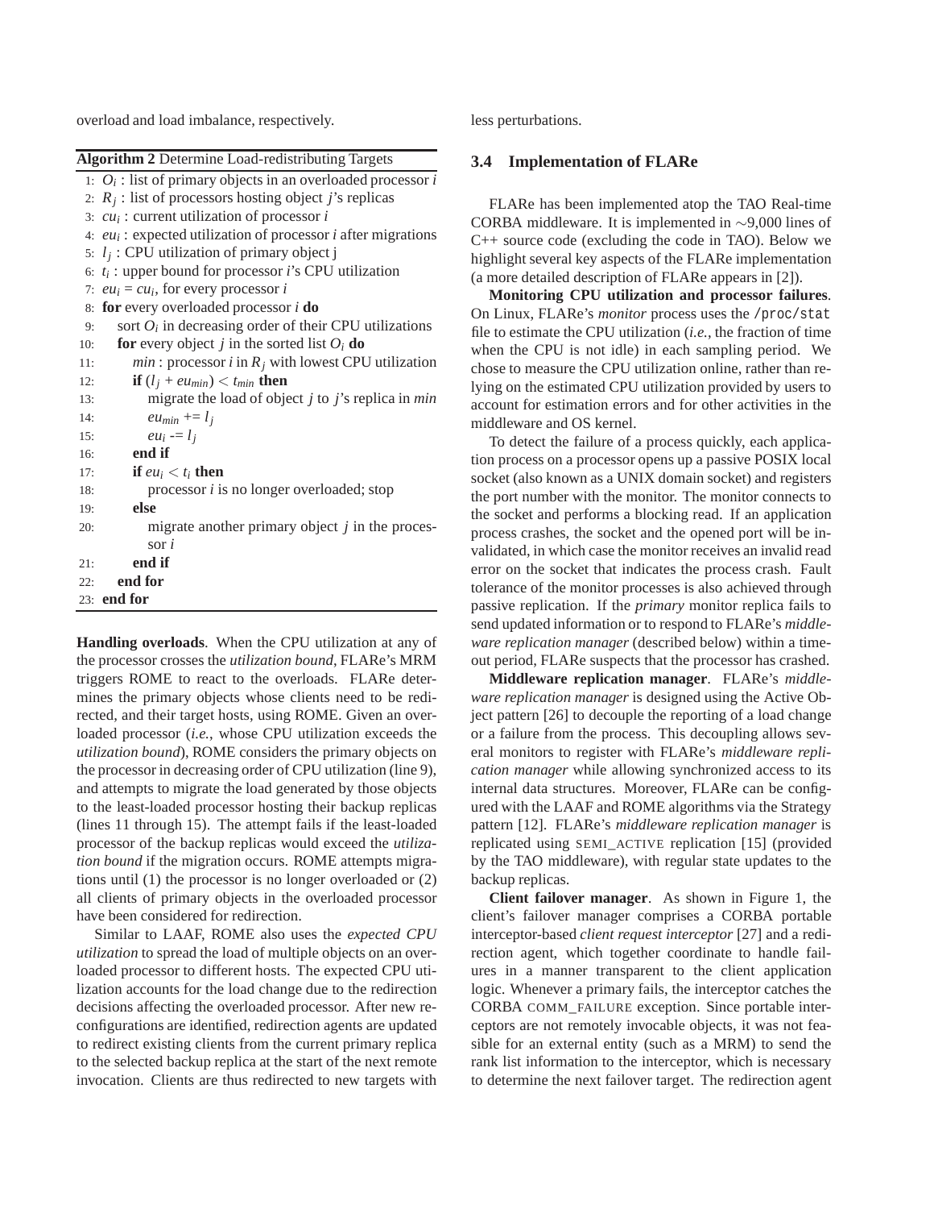overload and load imbalance, respectively.

**Algorithm 2** Determine Load-redistributing Targets

```
1:  O_i : list of primary objects in an overloaded processor i
2:  R_j : list of processors hosting object j's replicas
3:  cu_i : current utilization of processor i
4:  eu_i : expected utilization of processor i after migrations
5:  l_j : CPU utilization of primary object j
6:  t_i : upper bound for processor i's CPU utilization
7:  eu_i = cu_i, for every processor i
8:  for every overloaded processor i do
9:    sort O_i in decreasing order of their CPU utilizations
10:   for every object j in the sorted list O_i do
11:     min : processor i in R_j with lowest CPU utilization
12:     if (l_j + eu_min) < t_min then
13:       migrate the load of object j to j's replica in min
14:       eu_min += l_j
15:       eu_i -= l_j
16:     end if
17:     if eu_i < t_i then
18:       processor i is no longer overloaded; stop
19:     else
20:       migrate another primary object j in the processor i
21:     end if
22:   end for
23: end for
```

**Handling overloads**. When the CPU utilization at any of the processor crosses the *utilization bound*, FLARe's MRM triggers ROME to react to the overloads. FLARe determines the primary objects whose clients need to be redirected, and their target hosts, using ROME. Given an overloaded processor (*i.e.*, whose CPU utilization exceeds the *utilization bound*), ROME considers the primary objects on the processor in decreasing order of CPU utilization (line 9), and attempts to migrate the load generated by those objects to the least-loaded processor hosting their backup replicas (lines 11 through 15). The attempt fails if the least-loaded processor of the backup replicas would exceed the *utilization bound* if the migration occurs. ROME attempts migrations until (1) the processor is no longer overloaded or (2) all clients of primary objects in the overloaded processor have been considered for redirection.

Similar to LAAF, ROME also uses the *expected CPU utilization* to spread the load of multiple objects on an overloaded processor to different hosts. The expected CPU utilization accounts for the load change due to the redirection decisions affecting the overloaded processor. After new reconfigurations are identified, redirection agents are updated to redirect existing clients from the current primary replica to the selected backup replica at the start of the next remote invocation. Clients are thus redirected to new targets with less perturbations.

### 3.4 Implementation of FLARe

FLARe has been implemented atop the TAO Real-time CORBA middleware. It is implemented in ∼9,000 lines of C++ source code (excluding the code in TAO). Below we highlight several key aspects of the FLARe implementation (a more detailed description of FLARe appears in [2]).

**Monitoring CPU utilization and processor failures**. On Linux, FLARe's *monitor* process uses the /proc/stat file to estimate the CPU utilization (*i.e.*, the fraction of time when the CPU is not idle) in each sampling period. We chose to measure the CPU utilization online, rather than relying on the estimated CPU utilization provided by users to account for estimation errors and for other activities in the middleware and OS kernel.

To detect the failure of a process quickly, each application process on a processor opens up a passive POSIX local socket (also known as a UNIX domain socket) and registers the port number with the monitor. The monitor connects to the socket and performs a blocking read. If an application process crashes, the socket and the opened port will be invalidated, in which case the monitor receives an invalid read error on the socket that indicates the process crash. Fault tolerance of the monitor processes is also achieved through passive replication. If the *primary* monitor replica fails to send updated information or to respond to FLARe's *middleware replication manager* (described below) within a timeout period, FLARe suspects that the processor has crashed.

**Middleware replication manager**. FLARe's *middleware replication manager* is designed using the Active Object pattern [26] to decouple the reporting of a load change or a failure from the process. This decoupling allows several monitors to register with FLARe's *middleware replication manager* while allowing synchronized access to its internal data structures. Moreover, FLARe can be configured with the LAAF and ROME algorithms via the Strategy pattern [12]. FLARe's *middleware replication manager* is replicated using SEMI_ACTIVE replication [15] (provided by the TAO middleware), with regular state updates to the backup replicas.

**Client failover manager**. As shown in Figure 1, the client's failover manager comprises a CORBA portable interceptor-based *client request interceptor* [27] and a redirection agent, which together coordinate to handle failures in a manner transparent to the client application logic. Whenever a primary fails, the interceptor catches the CORBA COMM_FAILURE exception. Since portable interceptors are not remotely invocable objects, it was not feasible for an external entity (such as a MRM) to send the rank list information to the interceptor, which is necessary to determine the next failover target. The redirection agent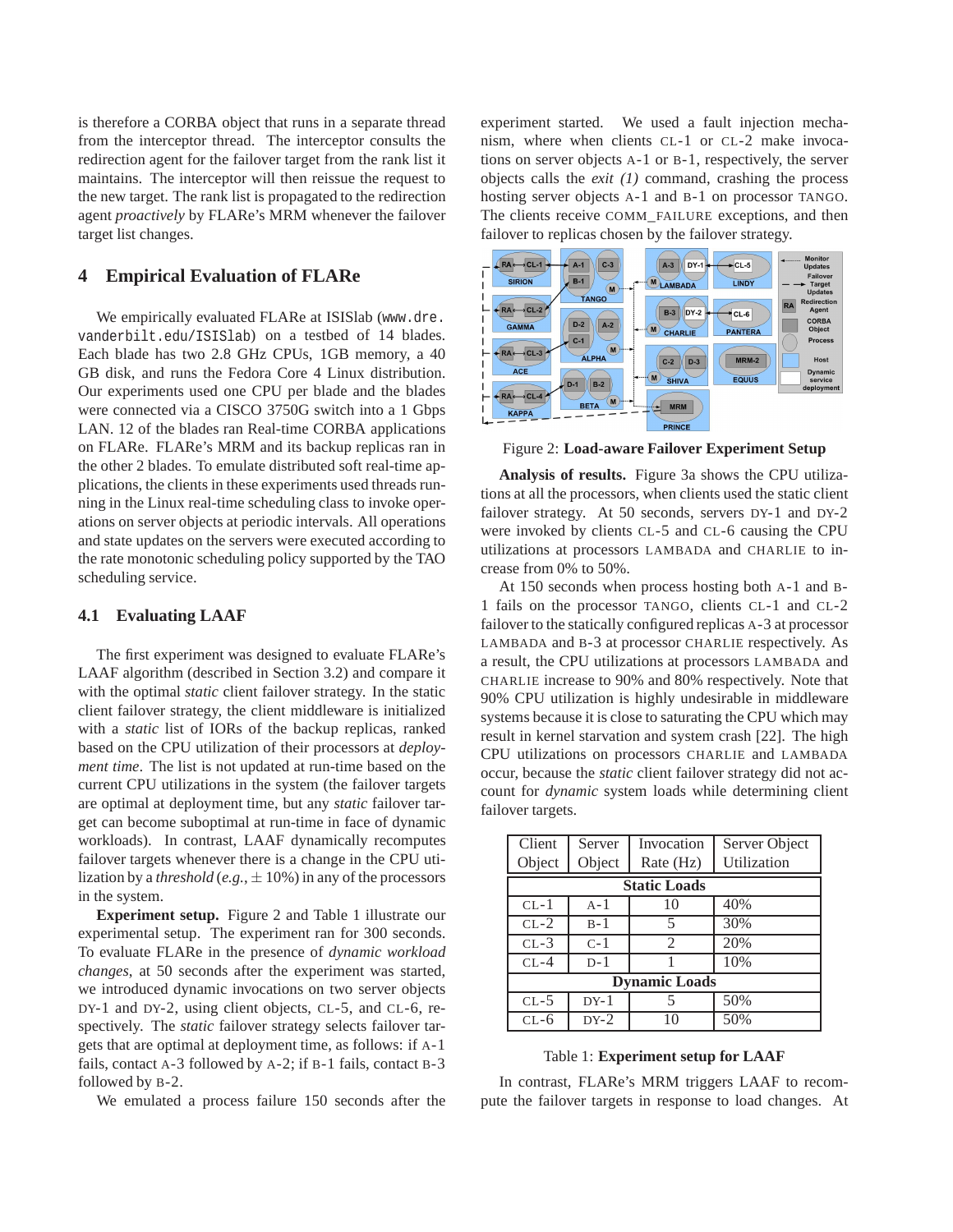is therefore a CORBA object that runs in a separate thread from the interceptor thread. The interceptor consults the redirection agent for the failover target from the rank list it maintains. The interceptor will then reissue the request to the new target. The rank list is propagated to the redirection agent *proactively* by FLARe's MRM whenever the failover target list changes.

# 4 Empirical Evaluation of FLARe

We empirically evaluated FLARe at ISISlab (www.dre.vanderbilt.edu/ISISlab) on a testbed of 14 blades. Each blade has two 2.8 GHz CPUs, 1GB memory, a 40 GB disk, and runs the Fedora Core 4 Linux distribution. Our experiments used one CPU per blade and the blades were connected via a CISCO 3750G switch into a 1 Gbps LAN. 12 of the blades ran Real-time CORBA applications on FLARe. FLARe's MRM and its backup replicas ran in the other 2 blades. To emulate distributed soft real-time applications, the clients in these experiments used threads running in the Linux real-time scheduling class to invoke operations on server objects at periodic intervals. All operations and state updates on the servers were executed according to the rate monotonic scheduling policy supported by the TAO scheduling service.

## 4.1 Evaluating LAAF

The first experiment was designed to evaluate FLARe's LAAF algorithm (described in Section 3.2) and compare it with the optimal *static* client failover strategy. In the static client failover strategy, the client middleware is initialized with a *static* list of IORs of the backup replicas, ranked based on the CPU utilization of their processors at *deployment time*. The list is not updated at run-time based on the current CPU utilizations in the system (the failover targets are optimal at deployment time, but any *static* failover target can become suboptimal at run-time in face of dynamic workloads). In contrast, LAAF dynamically recomputes failover targets whenever there is a change in the CPU utilization by a *threshold* (*e.g.*, $\pm$ 10%) in any of the processors in the system.

**Experiment setup.** Figure 2 and Table 1 illustrate our experimental setup. The experiment ran for 300 seconds. To evaluate FLARe in the presence of *dynamic workload changes*, at 50 seconds after the experiment was started, we introduced dynamic invocations on two server objects DY-1 and DY-2, using client objects, CL-5, and CL-6, respectively. The *static* failover strategy selects failover targets that are optimal at deployment time, as follows: if A-1 fails, contact A-3 followed by A-2; if B-1 fails, contact B-3 followed by B-2.

We emulated a process failure 150 seconds after the experiment started. We used a fault injection mechanism, where when clients CL-1 or CL-2 make invocations on server objects A-1 or B-1, respectively, the server objects calls the *exit (1)* command, crashing the process hosting server objects A-1 and B-1 on processor TANGO. The clients receive COMM_FAILURE exceptions, and then failover to replicas chosen by the failover strategy.

Figure 2: **Load-aware Failover Experiment Setup**

**Analysis of results.** Figure 3a shows the CPU utilizations at all the processors, when clients used the static client failover strategy. At 50 seconds, servers DY-1 and DY-2 were invoked by clients CL-5 and CL-6 causing the CPU utilizations at processors LAMBADA and CHARLIE to increase from 0% to 50%.

At 150 seconds when process hosting both A-1 and B-1 fails on the processor TANGO, clients CL-1 and CL-2 failover to the statically configured replicas A-3 at processor LAMBADA and B-3 at processor CHARLIE respectively. As a result, the CPU utilizations at processors LAMBADA and CHARLIE increase to 90% and 80% respectively. Note that 90% CPU utilization is highly undesirable in middleware systems because it is close to saturating the CPU which may result in kernel starvation and system crash [22]. The high CPU utilizations on processors CHARLIE and LAMBADA occur, because the *static* client failover strategy did not account for *dynamic* system loads while determining client failover targets.

| Client Object | Server Object | Invocation Rate (Hz) | Server Object Utilization |
|---|---|---|---|
| **Static Loads** | | | |
| CL-1 | A-1 | 10 | 40% |
| CL-2 | B-1 | 5 | 30% |
| CL-3 | C-1 | 2 | 20% |
| CL-4 | D-1 | 1 | 10% |
| **Dynamic Loads** | | | |
| CL-5 | DY-1 | 5 | 50% |
| CL-6 | DY-2 | 10 | 50% |

Table 1: **Experiment setup for LAAF**

In contrast, FLARe's MRM triggers LAAF to recompute the failover targets in response to load changes. At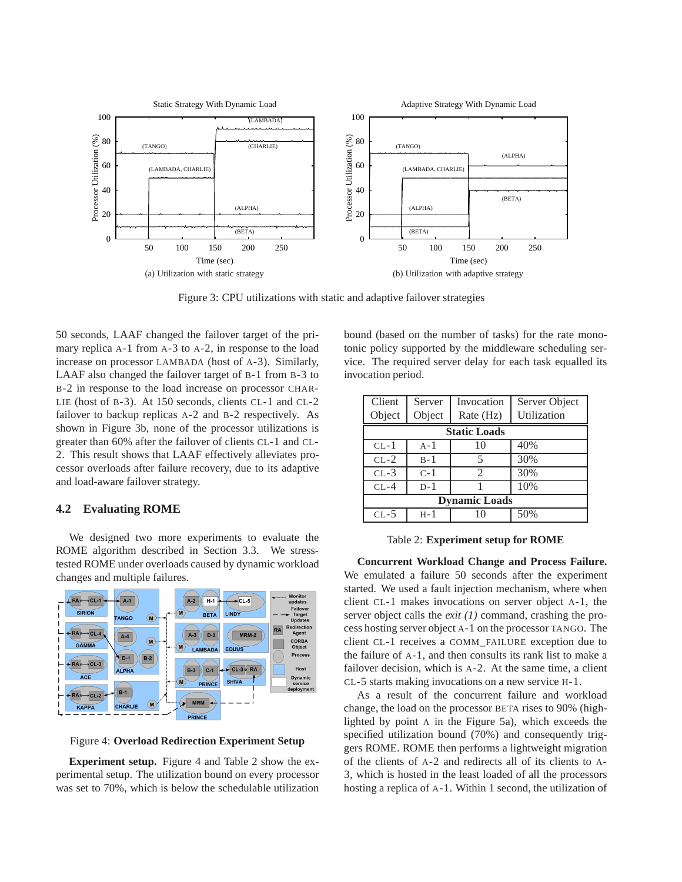Figure 3: CPU utilizations with static and adaptive failover strategies

(a) Utilization with static strategy

(b) Utilization with adaptive strategy

50 seconds, LAAF changed the failover target of the primary replica A-1 from A-3 to A-2, in response to the load increase on processor LAMBADA (host of A-3). Similarly, LAAF also changed the failover target of B-1 from B-3 to B-2 in response to the load increase on processor CHARLIE (host of B-3). At 150 seconds, clients CL-1 and CL-2 failover to backup replicas A-2 and B-2 respectively. As shown in Figure 3b, none of the processor utilizations is greater than 60% after the failover of clients CL-1 and CL-2. This result shows that LAAF effectively alleviates processor overloads after failure recovery, due to its adaptive and load-aware failover strategy.

## 4.2 Evaluating ROME

We designed two more experiments to evaluate the ROME algorithm described in Section 3.3. We stress-tested ROME under overloads caused by dynamic workload changes and multiple failures.

Figure 4: **Overload Redirection Experiment Setup**

**Experiment setup.** Figure 4 and Table 2 show the experimental setup. The utilization bound on every processor was set to 70%, which is below the schedulable utilization bound (based on the number of tasks) for the rate monotonic policy supported by the middleware scheduling service. The required server delay for each task equalled its invocation period.

| Client Object | Server Object | Invocation Rate (Hz) | Server Object Utilization |
|---|---|---|---|
| **Static Loads** | | | |
| CL-1 | A-1 | 10 | 40% |
| CL-2 | B-1 | 5 | 30% |
| CL-3 | C-1 | 2 | 30% |
| CL-4 | D-1 | 1 | 10% |
| **Dynamic Loads** | | | |
| CL-5 | H-1 | 10 | 50% |

Table 2: **Experiment setup for ROME**

**Concurrent Workload Change and Process Failure.** We emulated a failure 50 seconds after the experiment started. We used a fault injection mechanism, where when client CL-1 makes invocations on server object A-1, the server object calls the *exit (1)* command, crashing the process hosting server object A-1 on the processor TANGO. The client CL-1 receives a COMM_FAILURE exception due to the failure of A-1, and then consults its rank list to make a failover decision, which is A-2. At the same time, a client CL-5 starts making invocations on a new service H-1.

As a result of the concurrent failure and workload change, the load on the processor BETA rises to 90% (highlighted by point A in the Figure 5a), which exceeds the specified utilization bound (70%) and consequently triggers ROME. ROME then performs a lightweight migration of the clients of A-2 and redirects all of its clients to A-3, which is hosted in the least loaded of all the processors hosting a replica of A-1. Within 1 second, the utilization of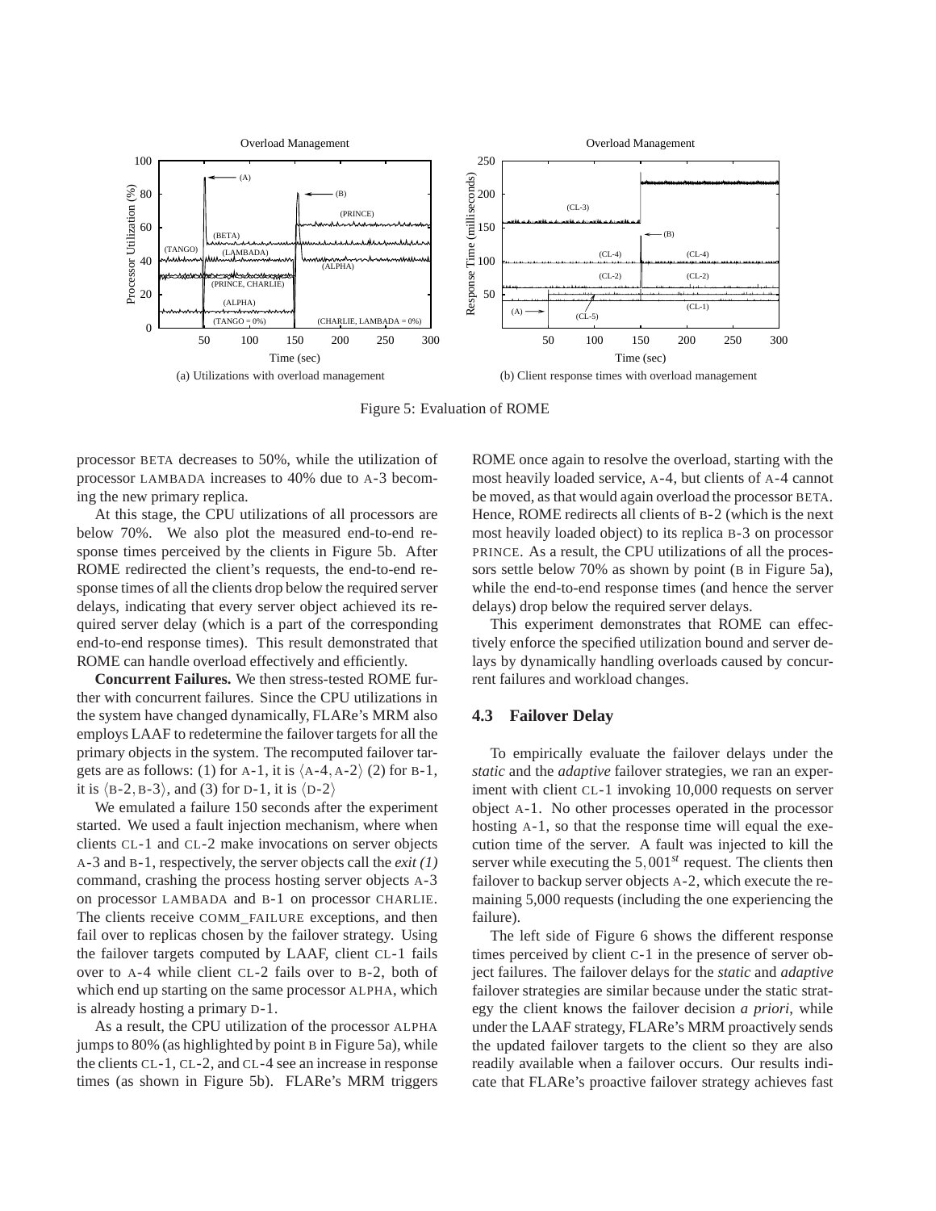Figure 5: Evaluation of ROME

(a) Utilizations with overload management

(b) Client response times with overload management

processor BETA decreases to 50%, while the utilization of processor LAMBADA increases to 40% due to A-3 becoming the new primary replica.

At this stage, the CPU utilizations of all processors are below 70%. We also plot the measured end-to-end response times perceived by the clients in Figure 5b. After ROME redirected the client's requests, the end-to-end response times of all the clients drop below the required server delays, indicating that every server object achieved its required server delay (which is a part of the corresponding end-to-end response times). This result demonstrated that ROME can handle overload effectively and efficiently.

**Concurrent Failures.** We then stress-tested ROME further with concurrent failures. Since the CPU utilizations in the system have changed dynamically, FLARe's MRM also employs LAAF to redetermine the failover targets for all the primary objects in the system. The recomputed failover targets are as follows: (1) for A-1, it is $\langle$A-4, A-2$\rangle$ (2) for B-1, it is $\langle$B-2, B-3$\rangle$, and (3) for D-1, it is $\langle$D-2$\rangle$

We emulated a failure 150 seconds after the experiment started. We used a fault injection mechanism, where when clients CL-1 and CL-2 make invocations on server objects A-3 and B-1, respectively, the server objects call the *exit (1)* command, crashing the process hosting server objects A-3 on processor LAMBADA and B-1 on processor CHARLIE. The clients receive COMM_FAILURE exceptions, and then fail over to replicas chosen by the failover strategy. Using the failover targets computed by LAAF, client CL-1 fails over to A-4 while client CL-2 fails over to B-2, both of which end up starting on the same processor ALPHA, which is already hosting a primary D-1.

As a result, the CPU utilization of the processor ALPHA jumps to 80% (as highlighted by point B in Figure 5a), while the clients CL-1, CL-2, and CL-4 see an increase in response times (as shown in Figure 5b). FLARe's MRM triggers ROME once again to resolve the overload, starting with the most heavily loaded service, A-4, but clients of A-4 cannot be moved, as that would again overload the processor BETA. Hence, ROME redirects all clients of B-2 (which is the next most heavily loaded object) to its replica B-3 on processor PRINCE. As a result, the CPU utilizations of all the processors settle below 70% as shown by point (B in Figure 5a), while the end-to-end response times (and hence the server delays) drop below the required server delays.

This experiment demonstrates that ROME can effectively enforce the specified utilization bound and server delays by dynamically handling overloads caused by concurrent failures and workload changes.

### 4.3 Failover Delay

To empirically evaluate the failover delays under the *static* and the *adaptive* failover strategies, we ran an experiment with client CL-1 invoking 10,000 requests on server object A-1. No other processes operated in the processor hosting A-1, so that the response time will equal the execution time of the server. A fault was injected to kill the server while executing the $5,001^{st}$ request. The clients then failover to backup server objects A-2, which execute the remaining 5,000 requests (including the one experiencing the failure).

The left side of Figure 6 shows the different response times perceived by client C-1 in the presence of server object failures. The failover delays for the *static* and *adaptive* failover strategies are similar because under the static strategy the client knows the failover decision *a priori*, while under the LAAF strategy, FLARe's MRM proactively sends the updated failover targets to the client so they are also readily available when a failover occurs. Our results indicate that FLARe's proactive failover strategy achieves fast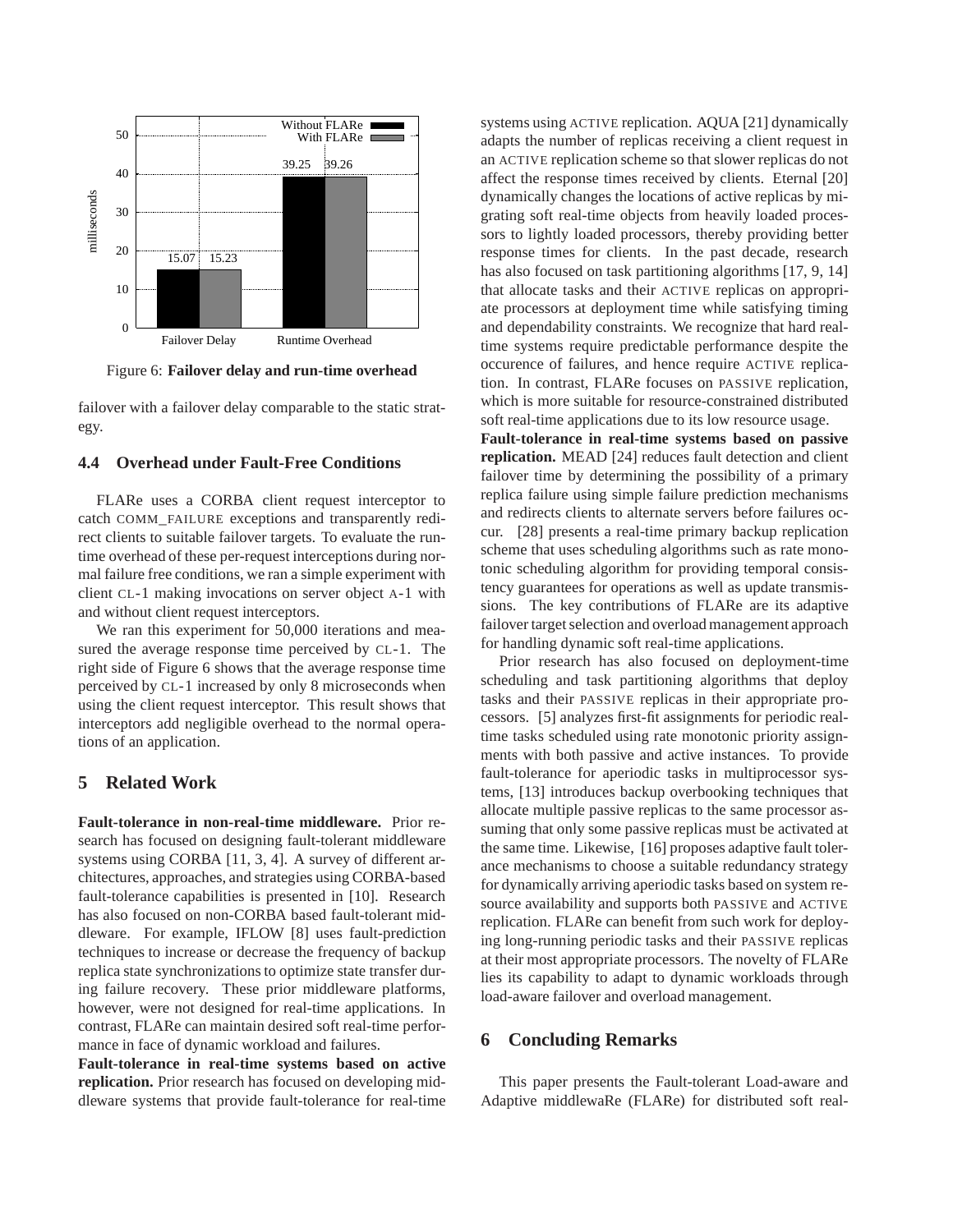Figure 6: **Failover delay and run-time overhead**

failover with a failover delay comparable to the static strategy.

### 4.4 Overhead under Fault-Free Conditions

FLARe uses a CORBA client request interceptor to catch COMM_FAILURE exceptions and transparently redirect clients to suitable failover targets. To evaluate the runtime overhead of these per-request interceptions during normal failure free conditions, we ran a simple experiment with client CL-1 making invocations on server object A-1 with and without client request interceptors.

We ran this experiment for 50,000 iterations and measured the average response time perceived by CL-1. The right side of Figure 6 shows that the average response time perceived by CL-1 increased by only 8 microseconds when using the client request interceptor. This result shows that interceptors add negligible overhead to the normal operations of an application.

## 5 Related Work

**Fault-tolerance in non-real-time middleware.** Prior research has focused on designing fault-tolerant middleware systems using CORBA [11, 3, 4]. A survey of different architectures, approaches, and strategies using CORBA-based fault-tolerance capabilities is presented in [10]. Research has also focused on non-CORBA based fault-tolerant middleware. For example, IFLOW [8] uses fault-prediction techniques to increase or decrease the frequency of backup replica state synchronizations to optimize state transfer during failure recovery. These prior middleware platforms, however, were not designed for real-time applications. In contrast, FLARe can maintain desired soft real-time performance in face of dynamic workload and failures.

**Fault-tolerance in real-time systems based on active replication.** Prior research has focused on developing middleware systems that provide fault-tolerance for real-time systems using ACTIVE replication. AQUA [21] dynamically adapts the number of replicas receiving a client request in an ACTIVE replication scheme so that slower replicas do not affect the response times received by clients. Eternal [20] dynamically changes the locations of active replicas by migrating soft real-time objects from heavily loaded processors to lightly loaded processors, thereby providing better response times for clients. In the past decade, research has also focused on task partitioning algorithms [17, 9, 14] that allocate tasks and their ACTIVE replicas on appropriate processors at deployment time while satisfying timing and dependability constraints. We recognize that hard real-time systems require predictable performance despite the occurence of failures, and hence require ACTIVE replication. In contrast, FLARe focuses on PASSIVE replication, which is more suitable for resource-constrained distributed soft real-time applications due to its low resource usage.

**Fault-tolerance in real-time systems based on passive replication.** MEAD [24] reduces fault detection and client failover time by determining the possibility of a primary replica failure using simple failure prediction mechanisms and redirects clients to alternate servers before failures occur. [28] presents a real-time primary backup replication scheme that uses scheduling algorithms such as rate monotonic scheduling algorithm for providing temporal consistency guarantees for operations as well as update transmissions. The key contributions of FLARe are its adaptive failover target selection and overload management approach for handling dynamic soft real-time applications.

Prior research has also focused on deployment-time scheduling and task partitioning algorithms that deploy tasks and their PASSIVE replicas in their appropriate processors. [5] analyzes first-fit assignments for periodic real-time tasks scheduled using rate monotonic priority assignments with both passive and active instances. To provide fault-tolerance for aperiodic tasks in multiprocessor systems, [13] introduces backup overbooking techniques that allocate multiple passive replicas to the same processor assuming that only some passive replicas must be activated at the same time. Likewise, [16] proposes adaptive fault tolerance mechanisms to choose a suitable redundancy strategy for dynamically arriving aperiodic tasks based on system resource availability and supports both PASSIVE and ACTIVE replication. FLARe can benefit from such work for deploying long-running periodic tasks and their PASSIVE replicas at their most appropriate processors. The novelty of FLARe lies its capability to adapt to dynamic workloads through load-aware failover and overload management.

## 6 Concluding Remarks

This paper presents the Fault-tolerant Load-aware and Adaptive middlewaRe (FLARe) for distributed soft real-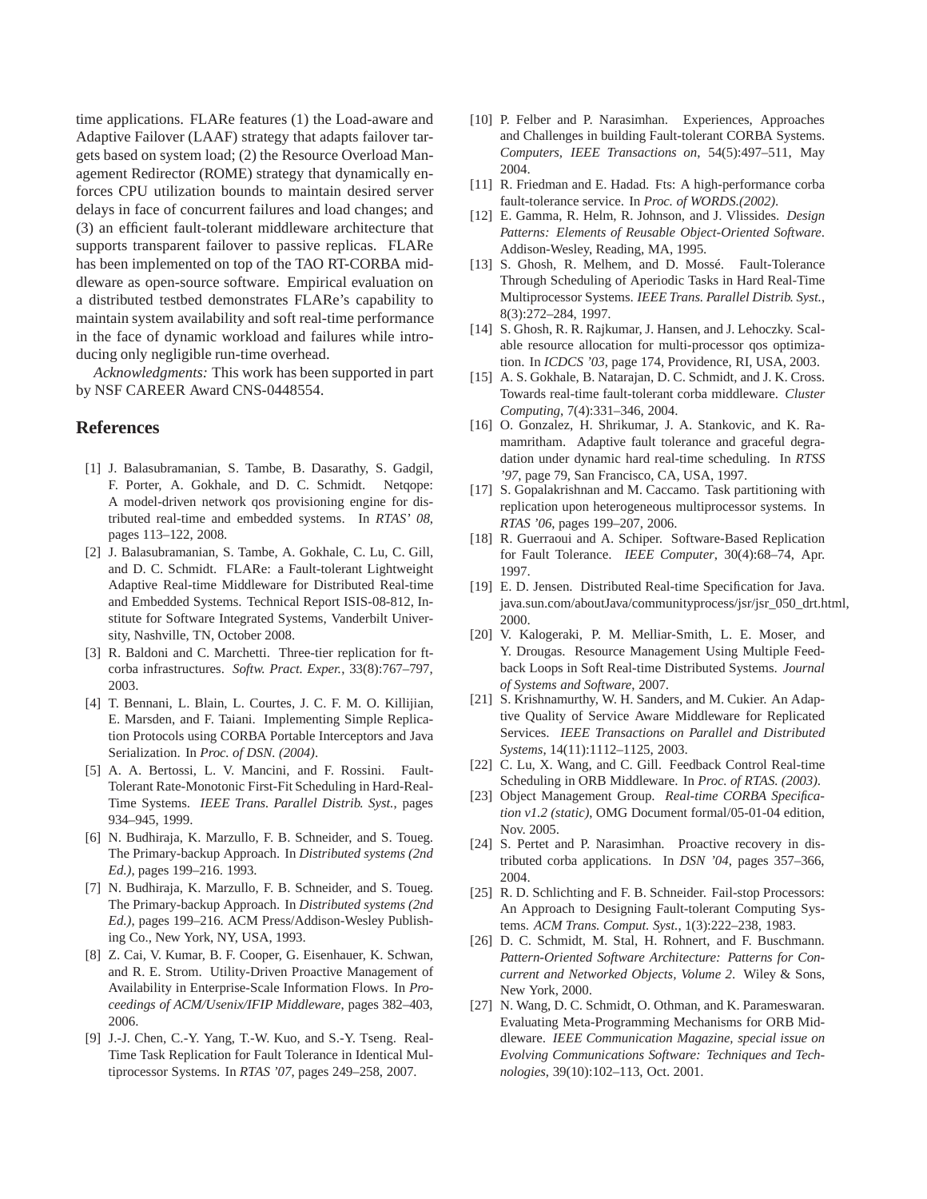time applications. FLARe features (1) the Load-aware and Adaptive Failover (LAAF) strategy that adapts failover targets based on system load; (2) the Resource Overload Management Redirector (ROME) strategy that dynamically enforces CPU utilization bounds to maintain desired server delays in face of concurrent failures and load changes; and (3) an efficient fault-tolerant middleware architecture that supports transparent failover to passive replicas. FLARe has been implemented on top of the TAO RT-CORBA middleware as open-source software. Empirical evaluation on a distributed testbed demonstrates FLARe's capability to maintain system availability and soft real-time performance in the face of dynamic workload and failures while introducing only negligible run-time overhead.

*Acknowledgments:* This work has been supported in part by NSF CAREER Award CNS-0448554.

## References

[1] J. Balasubramanian, S. Tambe, B. Dasarathy, S. Gadgil, F. Porter, A. Gokhale, and D. C. Schmidt. Netqope: A model-driven network qos provisioning engine for distributed real-time and embedded systems. In *RTAS' 08*, pages 113–122, 2008.

[2] J. Balasubramanian, S. Tambe, A. Gokhale, C. Lu, C. Gill, and D. C. Schmidt. FLARe: a Fault-tolerant Lightweight Adaptive Real-time Middleware for Distributed Real-time and Embedded Systems. Technical Report ISIS-08-812, Institute for Software Integrated Systems, Vanderbilt University, Nashville, TN, October 2008.

[3] R. Baldoni and C. Marchetti. Three-tier replication for ft-corba infrastructures. *Softw. Pract. Exper.*, 33(8):767–797, 2003.

[4] T. Bennani, L. Blain, L. Courtes, J. C. F. M. O. Killijian, E. Marsden, and F. Taiani. Implementing Simple Replication Protocols using CORBA Portable Interceptors and Java Serialization. In *Proc. of DSN. (2004)*.

[5] A. A. Bertossi, L. V. Mancini, and F. Rossini. Fault-Tolerant Rate-Monotonic First-Fit Scheduling in Hard-Real-Time Systems. *IEEE Trans. Parallel Distrib. Syst.*, pages 934–945, 1999.

[6] N. Budhiraja, K. Marzullo, F. B. Schneider, and S. Toueg. The Primary-backup Approach. In *Distributed systems (2nd Ed.)*, pages 199–216. 1993.

[7] N. Budhiraja, K. Marzullo, F. B. Schneider, and S. Toueg. The Primary-backup Approach. In *Distributed systems (2nd Ed.)*, pages 199–216. ACM Press/Addison-Wesley Publishing Co., New York, NY, USA, 1993.

[8] Z. Cai, V. Kumar, B. F. Cooper, G. Eisenhauer, K. Schwan, and R. E. Strom. Utility-Driven Proactive Management of Availability in Enterprise-Scale Information Flows. In *Proceedings of ACM/Usenix/IFIP Middleware*, pages 382–403, 2006.

[9] J.-J. Chen, C.-Y. Yang, T.-W. Kuo, and S.-Y. Tseng. Real-Time Task Replication for Fault Tolerance in Identical Multiprocessor Systems. In *RTAS '07*, pages 249–258, 2007.

[10] P. Felber and P. Narasimhan. Experiences, Approaches and Challenges in building Fault-tolerant CORBA Systems. *Computers, IEEE Transactions on*, 54(5):497–511, May 2004.

[11] R. Friedman and E. Hadad. Fts: A high-performance corba fault-tolerance service. In *Proc. of WORDS.(2002)*.

[12] E. Gamma, R. Helm, R. Johnson, and J. Vlissides. *Design Patterns: Elements of Reusable Object-Oriented Software*. Addison-Wesley, Reading, MA, 1995.

[13] S. Ghosh, R. Melhem, and D. Mossé. Fault-Tolerance Through Scheduling of Aperiodic Tasks in Hard Real-Time Multiprocessor Systems. *IEEE Trans. Parallel Distrib. Syst.*, 8(3):272–284, 1997.

[14] S. Ghosh, R. R. Rajkumar, J. Hansen, and J. Lehoczky. Scalable resource allocation for multi-processor qos optimization. In *ICDCS '03*, page 174, Providence, RI, USA, 2003.

[15] A. S. Gokhale, B. Natarajan, D. C. Schmidt, and J. K. Cross. Towards real-time fault-tolerant corba middleware. *Cluster Computing*, 7(4):331–346, 2004.

[16] O. Gonzalez, H. Shrikumar, J. A. Stankovic, and K. Ramamritham. Adaptive fault tolerance and graceful degradation under dynamic hard real-time scheduling. In *RTSS '97*, page 79, San Francisco, CA, USA, 1997.

[17] S. Gopalakrishnan and M. Caccamo. Task partitioning with replication upon heterogeneous multiprocessor systems. In *RTAS '06*, pages 199–207, 2006.

[18] R. Guerraoui and A. Schiper. Software-Based Replication for Fault Tolerance. *IEEE Computer*, 30(4):68–74, Apr. 1997.

[19] E. D. Jensen. Distributed Real-time Specification for Java. java.sun.com/aboutJava/communityprocess/jsr/jsr_050_drt.html, 2000.

[20] V. Kalogeraki, P. M. Melliar-Smith, L. E. Moser, and Y. Drougas. Resource Management Using Multiple Feedback Loops in Soft Real-time Distributed Systems. *Journal of Systems and Software*, 2007.

[21] S. Krishnamurthy, W. H. Sanders, and M. Cukier. An Adaptive Quality of Service Aware Middleware for Replicated Services. *IEEE Transactions on Parallel and Distributed Systems*, 14(11):1112–1125, 2003.

[22] C. Lu, X. Wang, and C. Gill. Feedback Control Real-time Scheduling in ORB Middleware. In *Proc. of RTAS. (2003)*.

[23] Object Management Group. *Real-time CORBA Specification v1.2 (static)*, OMG Document formal/05-01-04 edition, Nov. 2005.

[24] S. Pertet and P. Narasimhan. Proactive recovery in distributed corba applications. In *DSN '04*, pages 357–366, 2004.

[25] R. D. Schlichting and F. B. Schneider. Fail-stop Processors: An Approach to Designing Fault-tolerant Computing Systems. *ACM Trans. Comput. Syst.*, 1(3):222–238, 1983.

[26] D. C. Schmidt, M. Stal, H. Rohnert, and F. Buschmann. *Pattern-Oriented Software Architecture: Patterns for Concurrent and Networked Objects, Volume 2*. Wiley & Sons, New York, 2000.

[27] N. Wang, D. C. Schmidt, O. Othman, and K. Parameswaran. Evaluating Meta-Programming Mechanisms for ORB Middleware. *IEEE Communication Magazine, special issue on Evolving Communications Software: Techniques and Technologies*, 39(10):102–113, Oct. 2001.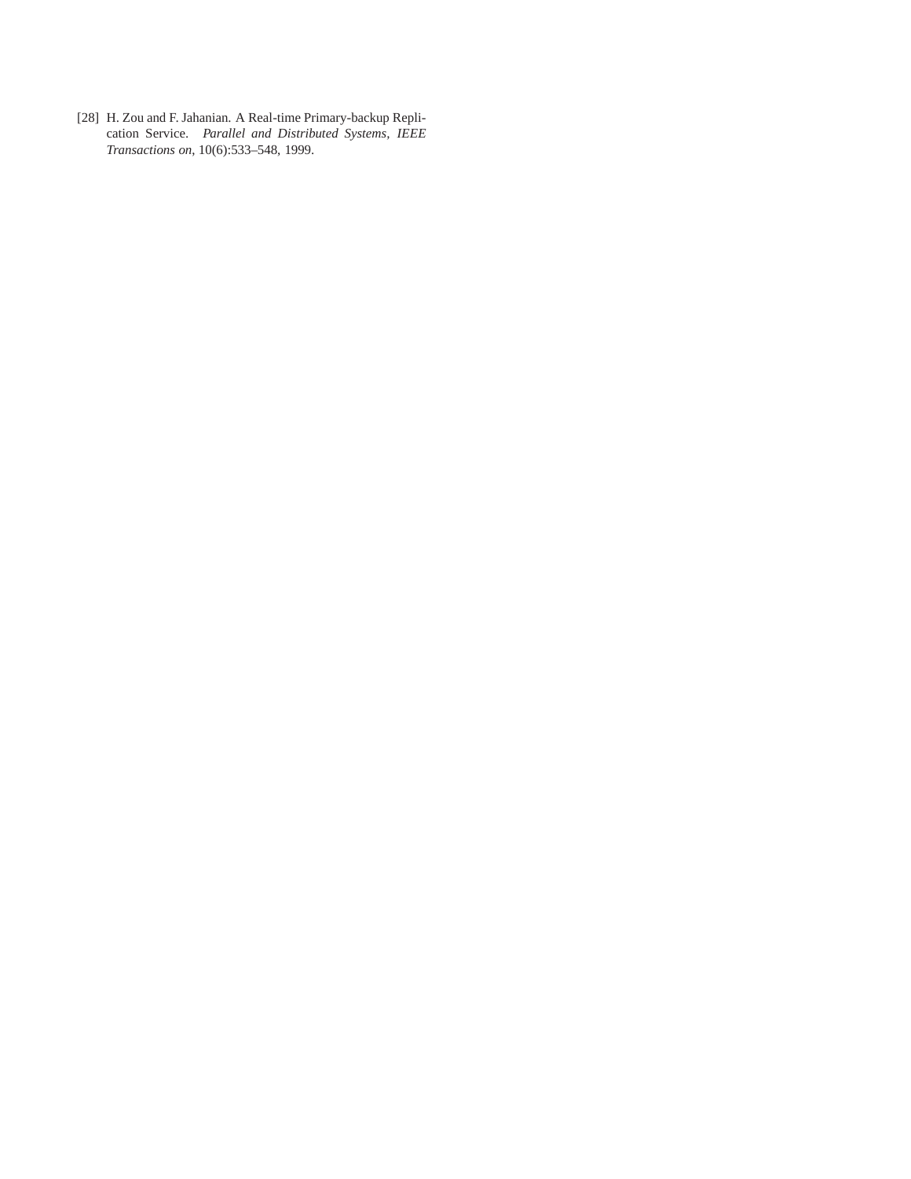[28] H. Zou and F. Jahanian. A Real-time Primary-backup Replication Service. *Parallel and Distributed Systems, IEEE Transactions on*, 10(6):533–548, 1999.